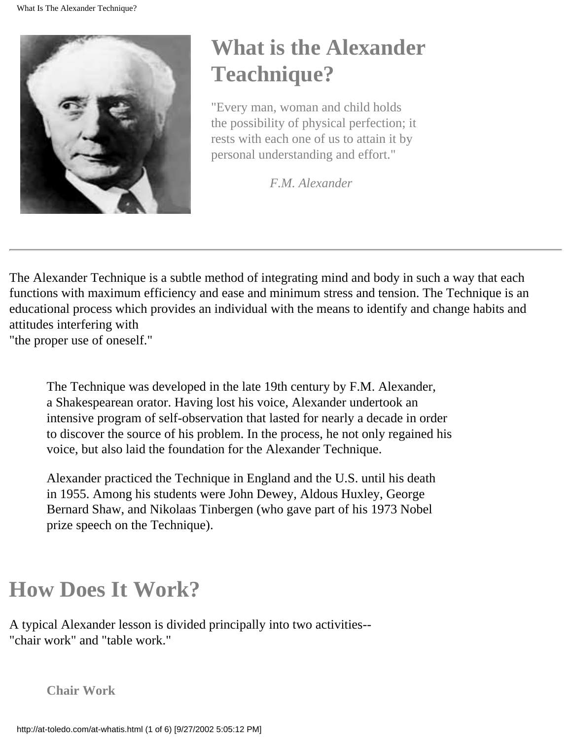# What is the Alexander Teachnique?

"Every man, woman and child holds the possibility of physical perfection; it rests with each one of us to attain it by personal understanding and effort."

*F.M. Alexander*

---

The Alexander Technique is a subtle method of integrating mind and body in such a way that each functions with maximum efficiency and ease and minimum stress and tension. The Technique is an educational process which provides an individual with the means to identify and change habits and attitudes interfering with
"the proper use of oneself."

> The Technique was developed in the late 19th century by F.M. Alexander, a Shakespearean orator. Having lost his voice, Alexander undertook an intensive program of self-observation that lasted for nearly a decade in order to discover the source of his problem. In the process, he not only regained his voice, but also laid the foundation for the Alexander Technique.
>
> Alexander practiced the Technique in England and the U.S. until his death in 1955. Among his students were John Dewey, Aldous Huxley, George Bernard Shaw, and Nikolaas Tinbergen (who gave part of his 1973 Nobel prize speech on the Technique).

## How Does It Work?

A typical Alexander lesson is divided principally into two activities--
"chair work" and "table work."

### Chair Work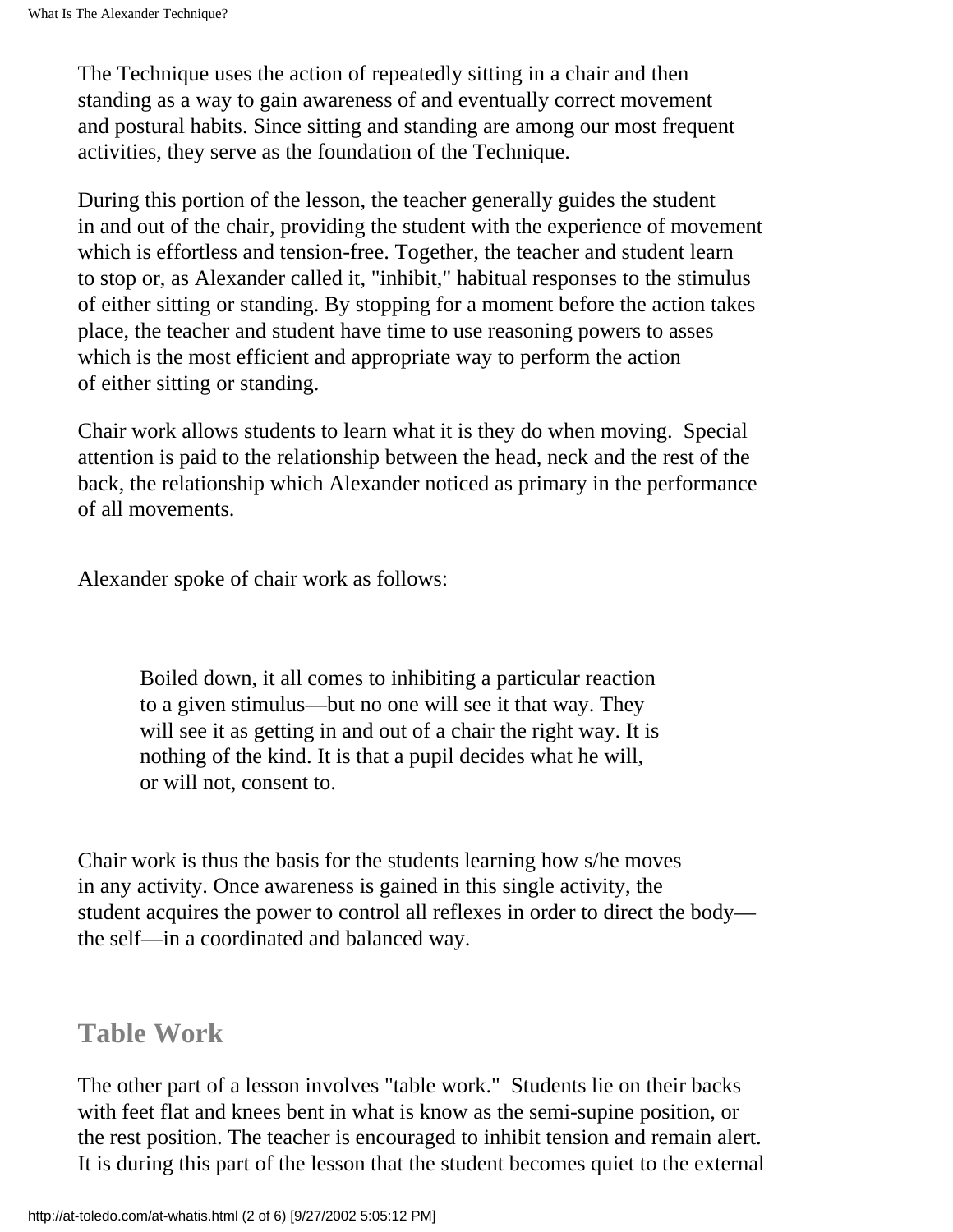The Technique uses the action of repeatedly sitting in a chair and then standing as a way to gain awareness of and eventually correct movement and postural habits. Since sitting and standing are among our most frequent activities, they serve as the foundation of the Technique.

During this portion of the lesson, the teacher generally guides the student in and out of the chair, providing the student with the experience of movement which is effortless and tension-free. Together, the teacher and student learn to stop or, as Alexander called it, "inhibit," habitual responses to the stimulus of either sitting or standing. By stopping for a moment before the action takes place, the teacher and student have time to use reasoning powers to asses which is the most efficient and appropriate way to perform the action of either sitting or standing.

Chair work allows students to learn what it is they do when moving. Special attention is paid to the relationship between the head, neck and the rest of the back, the relationship which Alexander noticed as primary in the performance of all movements.

Alexander spoke of chair work as follows:

> Boiled down, it all comes to inhibiting a particular reaction to a given stimulus—but no one will see it that way. They will see it as getting in and out of a chair the right way. It is nothing of the kind. It is that a pupil decides what he will, or will not, consent to.

Chair work is thus the basis for the students learning how s/he moves in any activity. Once awareness is gained in this single activity, the student acquires the power to control all reflexes in order to direct the body—the self—in a coordinated and balanced way.

## Table Work

The other part of a lesson involves "table work." Students lie on their backs with feet flat and knees bent in what is know as the semi-supine position, or the rest position. The teacher is encouraged to inhibit tension and remain alert. It is during this part of the lesson that the student becomes quiet to the external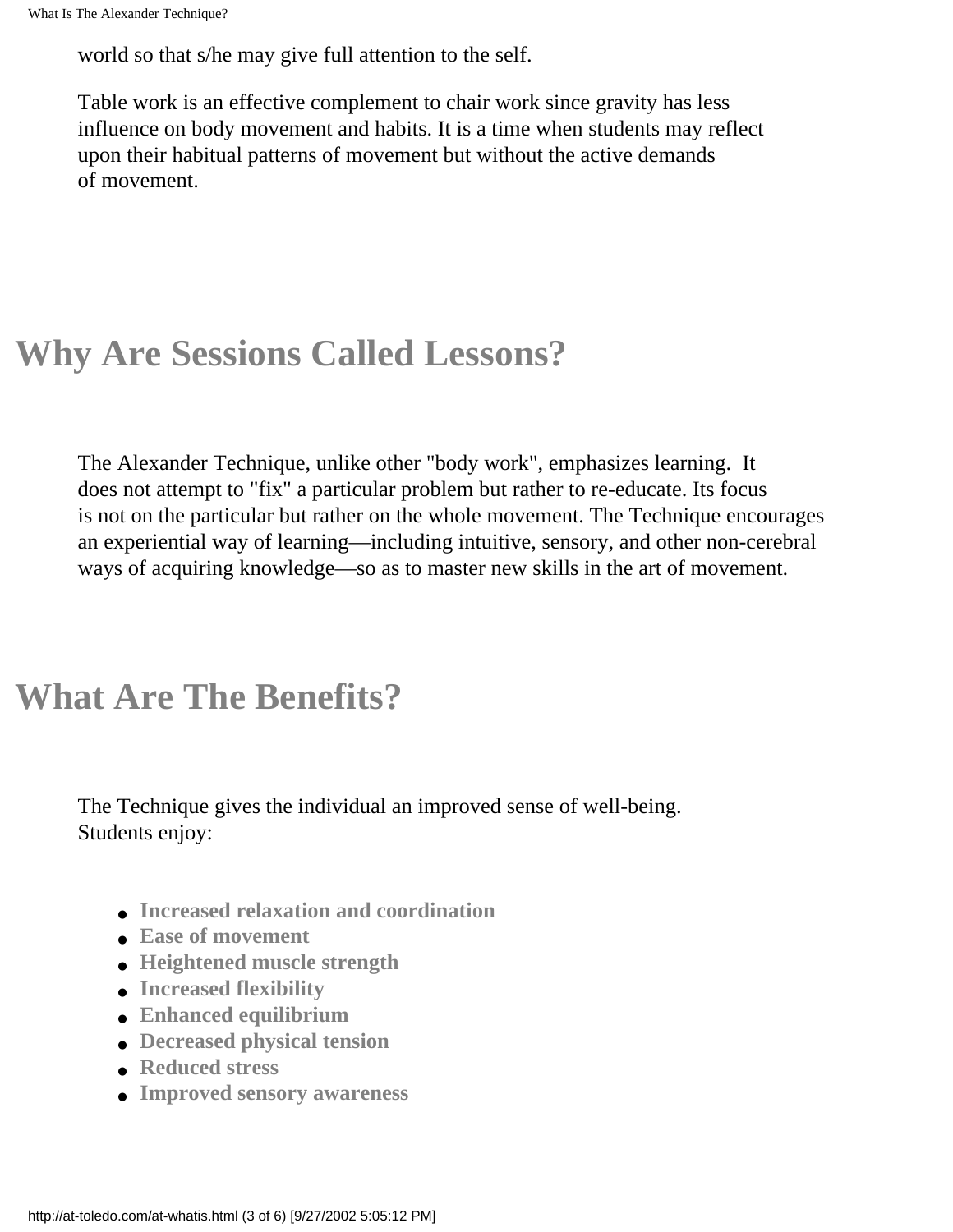world so that s/he may give full attention to the self.

Table work is an effective complement to chair work since gravity has less influence on body movement and habits. It is a time when students may reflect upon their habitual patterns of movement but without the active demands of movement.

# Why Are Sessions Called Lessons?

The Alexander Technique, unlike other "body work", emphasizes learning. It does not attempt to "fix" a particular problem but rather to re-educate. Its focus is not on the particular but rather on the whole movement. The Technique encourages an experiential way of learning—including intuitive, sensory, and other non-cerebral ways of acquiring knowledge—so as to master new skills in the art of movement.

# What Are The Benefits?

The Technique gives the individual an improved sense of well-being. Students enjoy:

- **Increased relaxation and coordination**
- **Ease of movement**
- **Heightened muscle strength**
- **Increased flexibility**
- **Enhanced equilibrium**
- **Decreased physical tension**
- **Reduced stress**
- **Improved sensory awareness**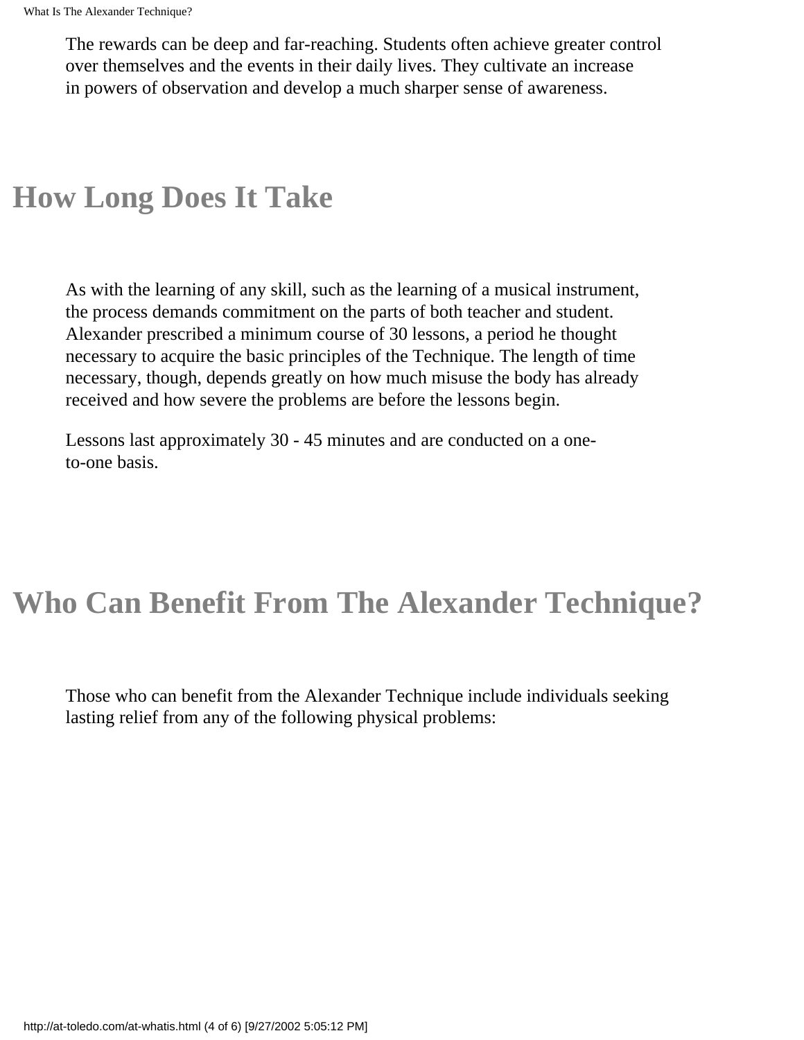The rewards can be deep and far-reaching. Students often achieve greater control over themselves and the events in their daily lives. They cultivate an increase in powers of observation and develop a much sharper sense of awareness.

## How Long Does It Take

As with the learning of any skill, such as the learning of a musical instrument, the process demands commitment on the parts of both teacher and student. Alexander prescribed a minimum course of 30 lessons, a period he thought necessary to acquire the basic principles of the Technique. The length of time necessary, though, depends greatly on how much misuse the body has already received and how severe the problems are before the lessons begin.

Lessons last approximately 30 - 45 minutes and are conducted on a one-to-one basis.

## Who Can Benefit From The Alexander Technique?

Those who can benefit from the Alexander Technique include individuals seeking lasting relief from any of the following physical problems: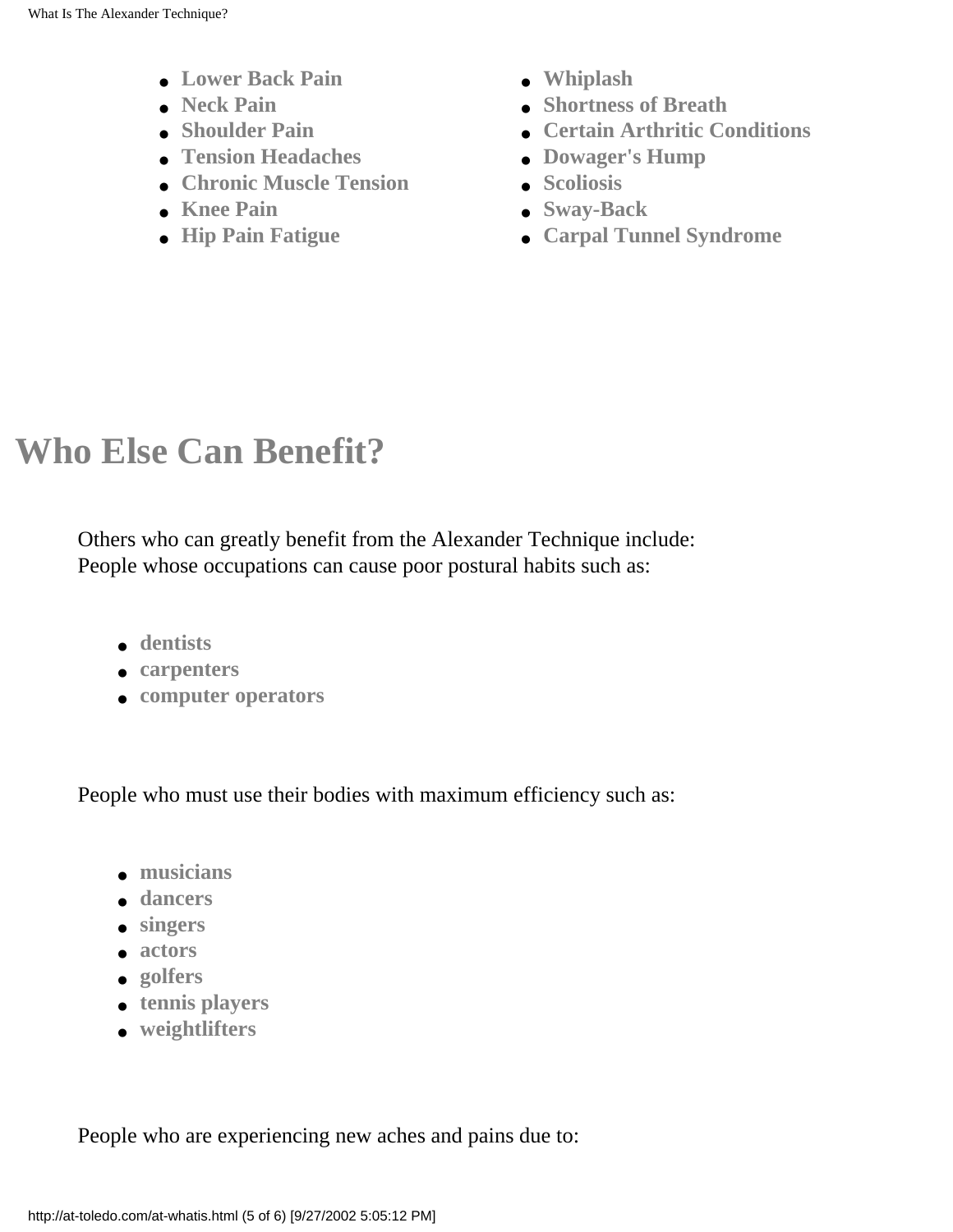- **Lower Back Pain**
- **Neck Pain**
- **Shoulder Pain**
- **Tension Headaches**
- **Chronic Muscle Tension**
- **Knee Pain**
- **Hip Pain Fatigue**
- **Whiplash**
- **Shortness of Breath**
- **Certain Arthritic Conditions**
- **Dowager's Hump**
- **Scoliosis**
- **Sway-Back**
- **Carpal Tunnel Syndrome**

# Who Else Can Benefit?

Others who can greatly benefit from the Alexander Technique include:
People whose occupations can cause poor postural habits such as:

- **dentists**
- **carpenters**
- **computer operators**

People who must use their bodies with maximum efficiency such as:

- **musicians**
- **dancers**
- **singers**
- **actors**
- **golfers**
- **tennis players**
- **weightlifters**

People who are experiencing new aches and pains due to: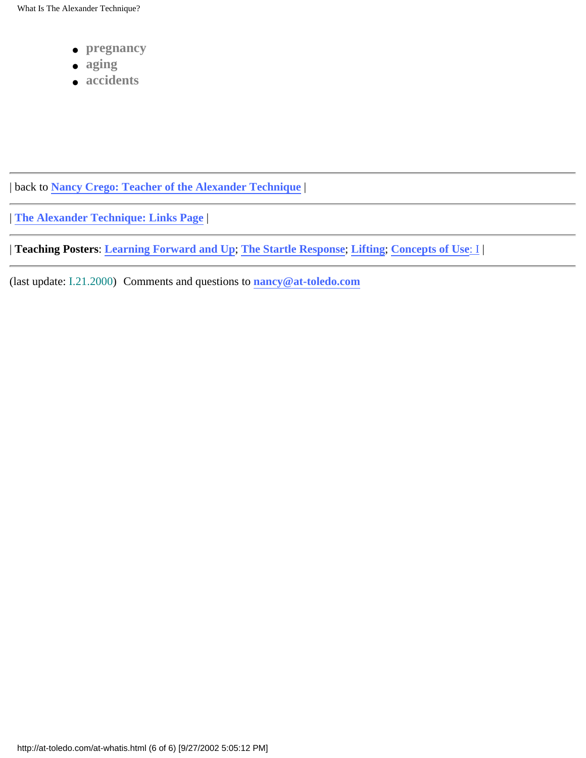- **pregnancy**
- **aging**
- **accidents**

---

| back to **Nancy Crego: Teacher of the Alexander Technique** |

---

| **The Alexander Technique: Links Page** |

---

| **Teaching Posters**: **Learning Forward and Up**; **The Startle Response**; **Lifting**; **Concepts of Use**: I |

---

(last update: I.21.2000) Comments and questions to **nancy@at-toledo.com**